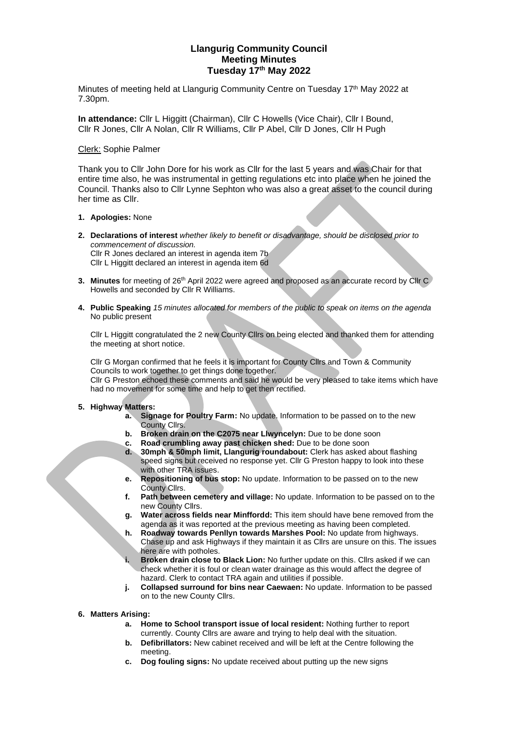# Llangurig Community Council
# Meeting Minutes
# Tuesday 17th May 2022

Minutes of meeting held at Llangurig Community Centre on Tuesday 17th May 2022 at 7.30pm.

**In attendance:** Cllr L Higgitt (Chairman), Cllr C Howells (Vice Chair), Cllr I Bound, Cllr R Jones, Cllr A Nolan, Cllr R Williams, Cllr P Abel, Cllr D Jones, Cllr H Pugh

Clerk: Sophie Palmer

Thank you to Cllr John Dore for his work as Cllr for the last 5 years and was Chair for that entire time also, he was instrumental in getting regulations etc into place when he joined the Council. Thanks also to Cllr Lynne Sephton who was also a great asset to the council during her time as Cllr.

1. **Apologies:** None

2. **Declarations of interest** *whether likely to benefit or disadvantage, should be disclosed prior to commencement of discussion.*
   Cllr R Jones declared an interest in agenda item 7b
   Cllr L Higgitt declared an interest in agenda item 6d

3. **Minutes** for meeting of 26th April 2022 were agreed and proposed as an accurate record by Cllr C Howells and seconded by Cllr R Williams.

4. **Public Speaking** *15 minutes allocated for members of the public to speak on items on the agenda*
   No public present

   Cllr L Higgitt congratulated the 2 new County Cllrs on being elected and thanked them for attending the meeting at short notice.

   Cllr G Morgan confirmed that he feels it is important for County Cllrs and Town & Community Councils to work together to get things done together.
   Cllr G Preston echoed these comments and said he would be very pleased to take items which have had no movement for some time and help to get then rectified.

5. **Highway Matters:**
   a. **Signage for Poultry Farm:** No update. Information to be passed on to the new County Cllrs.
   b. **Broken drain on the C2075 near Llwyncelyn:** Due to be done soon
   c. **Road crumbling away past chicken shed:** Due to be done soon
   d. **30mph & 50mph limit, Llangurig roundabout:** Clerk has asked about flashing speed signs but received no response yet. Cllr G Preston happy to look into these with other TRA issues.
   e. **Repositioning of bus stop:** No update. Information to be passed on to the new County Cllrs.
   f. **Path between cemetery and village:** No update. Information to be passed on to the new County Cllrs.
   g. **Water across fields near Minffordd:** This item should have bene removed from the agenda as it was reported at the previous meeting as having been completed.
   h. **Roadway towards Penllyn towards Marshes Pool:** No update from highways. Chase up and ask Highways if they maintain it as Cllrs are unsure on this. The issues here are with potholes.
   i. **Broken drain close to Black Lion:** No further update on this. Cllrs asked if we can check whether it is foul or clean water drainage as this would affect the degree of hazard. Clerk to contact TRA again and utilities if possible.
   j. **Collapsed surround for bins near Caewaen:** No update. Information to be passed on to the new County Cllrs.

6. **Matters Arising:**
   a. **Home to School transport issue of local resident:** Nothing further to report currently. County Cllrs are aware and trying to help deal with the situation.
   b. **Defibrillators:** New cabinet received and will be left at the Centre following the meeting.
   c. **Dog fouling signs:** No update received about putting up the new signs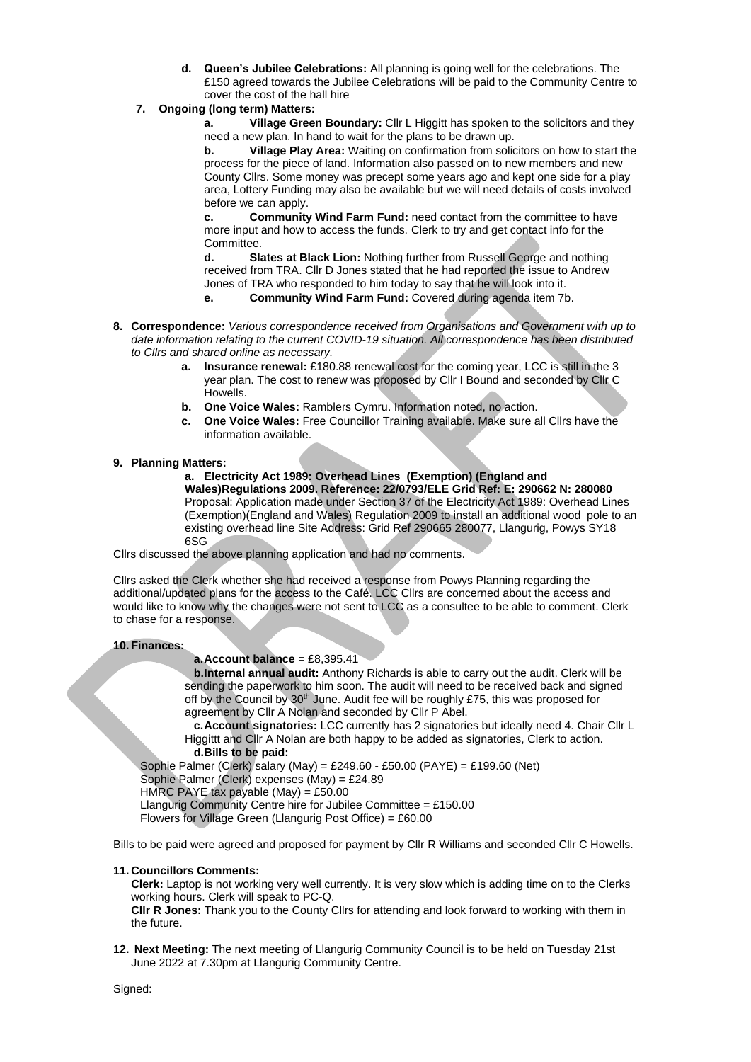d. **Queen's Jubilee Celebrations:** All planning is going well for the celebrations. The £150 agreed towards the Jubilee Celebrations will be paid to the Community Centre to cover the cost of the hall hire

7. **Ongoing (long term) Matters:**

   a. **Village Green Boundary:** Cllr L Higgitt has spoken to the solicitors and they need a new plan. In hand to wait for the plans to be drawn up.

   b. **Village Play Area:** Waiting on confirmation from solicitors on how to start the process for the piece of land. Information also passed on to new members and new County Cllrs. Some money was precept some years ago and kept one side for a play area, Lottery Funding may also be available but we will need details of costs involved before we can apply.

   c. **Community Wind Farm Fund:** need contact from the committee to have more input and how to access the funds. Clerk to try and get contact info for the Committee.

   d. **Slates at Black Lion:** Nothing further from Russell George and nothing received from TRA. Cllr D Jones stated that he had reported the issue to Andrew Jones of TRA who responded to him today to say that he will look into it.

   e. **Community Wind Farm Fund:** Covered during agenda item 7b.

8. **Correspondence:** *Various correspondence received from Organisations and Government with up to date information relating to the current COVID-19 situation. All correspondence has been distributed to Cllrs and shared online as necessary.*

   a. **Insurance renewal:** £180.88 renewal cost for the coming year, LCC is still in the 3 year plan. The cost to renew was proposed by Cllr I Bound and seconded by Cllr C Howells.

   b. **One Voice Wales:** Ramblers Cymru. Information noted, no action.

   c. **One Voice Wales:** Free Councillor Training available. Make sure all Cllrs have the information available.

9. **Planning Matters:**

   a. **Electricity Act 1989: Overhead Lines (Exemption) (England and Wales)Regulations 2009. Reference: 22/0793/ELE Grid Ref: E: 290662 N: 280080**
   Proposal: Application made under Section 37 of the Electricity Act 1989: Overhead Lines (Exemption)(England and Wales) Regulation 2009 to install an additional wood pole to an existing overhead line Site Address: Grid Ref 290665 280077, Llangurig, Powys SY18 6SG

Cllrs discussed the above planning application and had no comments.

Cllrs asked the Clerk whether she had received a response from Powys Planning regarding the additional/updated plans for the access to the Café. LCC Cllrs are concerned about the access and would like to know why the changes were not sent to LCC as a consultee to be able to comment. Clerk to chase for a response.

10. **Finances:**

   a. **Account balance** = £8,395.41

   b. **Internal annual audit:** Anthony Richards is able to carry out the audit. Clerk will be sending the paperwork to him soon. The audit will need to be received back and signed off by the Council by 30th June. Audit fee will be roughly £75, this was proposed for agreement by Cllr A Nolan and seconded by Cllr P Abel.

   c. **Account signatories:** LCC currently has 2 signatories but ideally need 4. Chair Cllr L Higgittt and Cllr A Nolan are both happy to be added as signatories, Clerk to action.

   d. **Bills to be paid:**

Sophie Palmer (Clerk) salary (May) = £249.60 - £50.00 (PAYE) = £199.60 (Net)
Sophie Palmer (Clerk) expenses (May) = £24.89
HMRC PAYE tax payable (May) = £50.00
Llangurig Community Centre hire for Jubilee Committee = £150.00
Flowers for Village Green (Llangurig Post Office) = £60.00

Bills to be paid were agreed and proposed for payment by Cllr R Williams and seconded Cllr C Howells.

11. **Councillors Comments:**

**Clerk:** Laptop is not working very well currently. It is very slow which is adding time on to the Clerks working hours. Clerk will speak to PC-Q.

**Cllr R Jones:** Thank you to the County Cllrs for attending and look forward to working with them in the future.

12. **Next Meeting:** The next meeting of Llangurig Community Council is to be held on Tuesday 21st June 2022 at 7.30pm at Llangurig Community Centre.

Signed: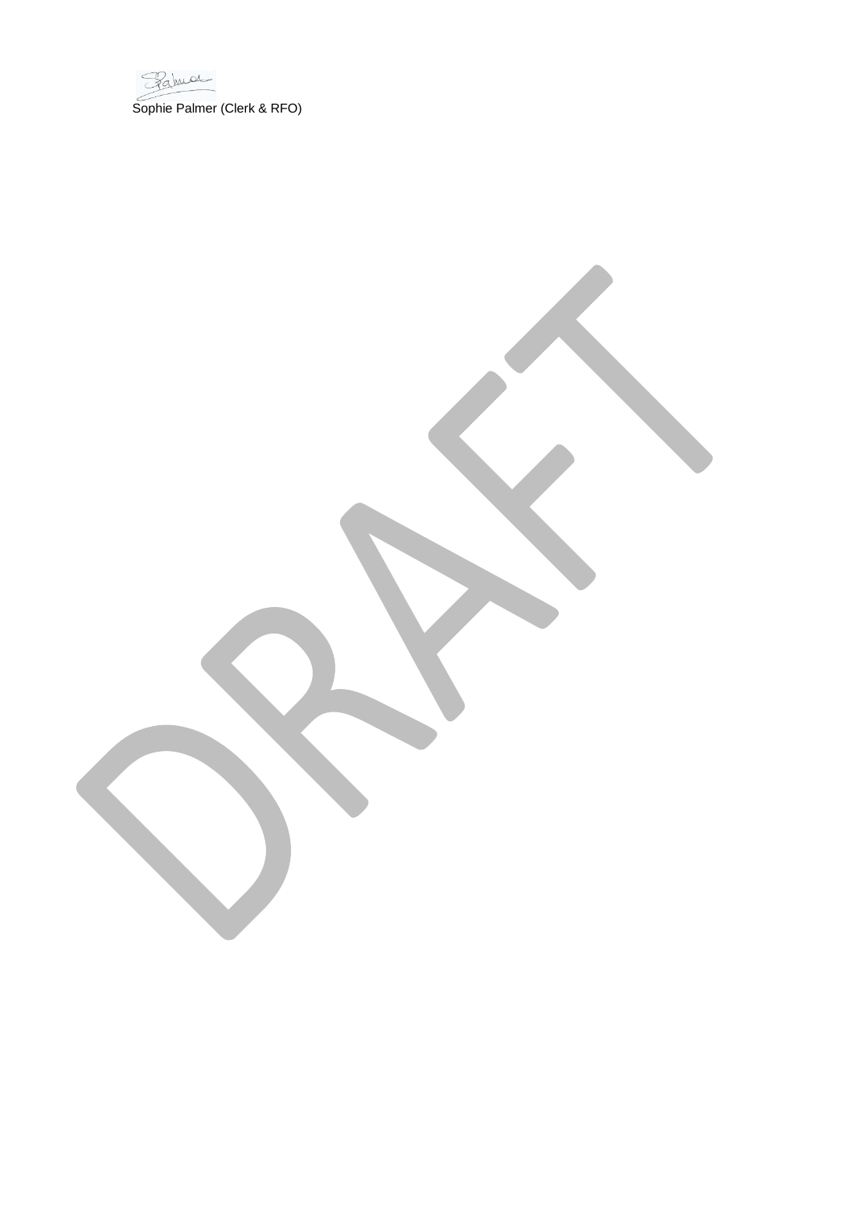Sophie Palmer (Clerk & RFO)

DRAFT